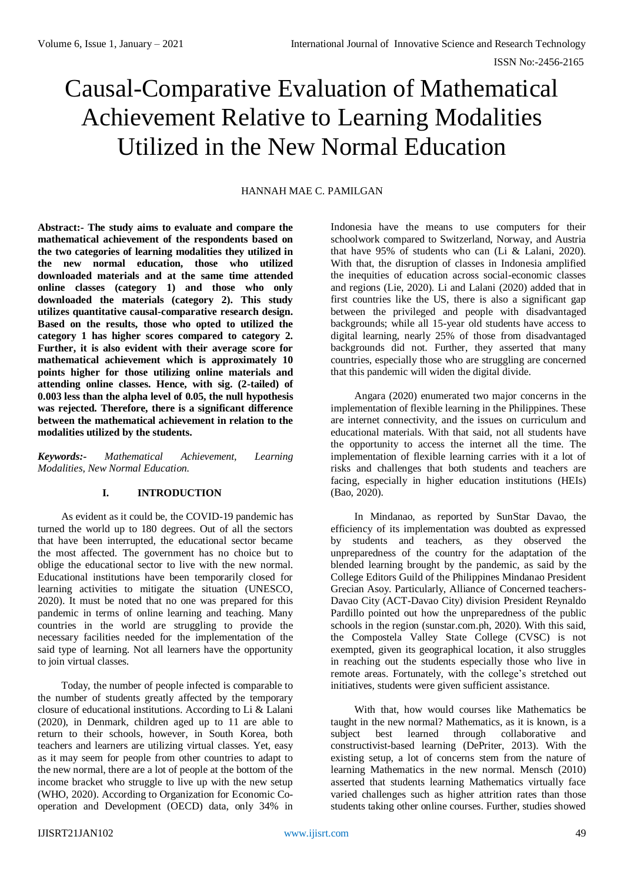# Causal-Comparative Evaluation of Mathematical Achievement Relative to Learning Modalities Utilized in the New Normal Education

HANNAH MAE C. PAMILGAN

**Abstract:- The study aims to evaluate and compare the mathematical achievement of the respondents based on the two categories of learning modalities they utilized in the new normal education, those who utilized downloaded materials and at the same time attended online classes (category 1) and those who only downloaded the materials (category 2). This study utilizes quantitative causal-comparative research design. Based on the results, those who opted to utilized the category 1 has higher scores compared to category 2. Further, it is also evident with their average score for mathematical achievement which is approximately 10 points higher for those utilizing online materials and attending online classes. Hence, with sig. (2-tailed) of 0.003 less than the alpha level of 0.05, the null hypothesis was rejected. Therefore, there is a significant difference between the mathematical achievement in relation to the modalities utilized by the students.**

***Keywords:-*** *Mathematical Achievement, Learning Modalities, New Normal Education.*

## I. INTRODUCTION

As evident as it could be, the COVID-19 pandemic has turned the world up to 180 degrees. Out of all the sectors that have been interrupted, the educational sector became the most affected. The government has no choice but to oblige the educational sector to live with the new normal. Educational institutions have been temporarily closed for learning activities to mitigate the situation (UNESCO, 2020). It must be noted that no one was prepared for this pandemic in terms of online learning and teaching. Many countries in the world are struggling to provide the necessary facilities needed for the implementation of the said type of learning. Not all learners have the opportunity to join virtual classes.

Today, the number of people infected is comparable to the number of students greatly affected by the temporary closure of educational institutions. According to Li & Lalani (2020), in Denmark, children aged up to 11 are able to return to their schools, however, in South Korea, both teachers and learners are utilizing virtual classes. Yet, easy as it may seem for people from other countries to adapt to the new normal, there are a lot of people at the bottom of the income bracket who struggle to live up with the new setup (WHO, 2020). According to Organization for Economic Co-operation and Development (OECD) data, only 34% in Indonesia have the means to use computers for their schoolwork compared to Switzerland, Norway, and Austria that have 95% of students who can (Li & Lalani, 2020). With that, the disruption of classes in Indonesia amplified the inequities of education across social-economic classes and regions (Lie, 2020). Li and Lalani (2020) added that in first countries like the US, there is also a significant gap between the privileged and people with disadvantaged backgrounds; while all 15-year old students have access to digital learning, nearly 25% of those from disadvantaged backgrounds did not. Further, they asserted that many countries, especially those who are struggling are concerned that this pandemic will widen the digital divide.

Angara (2020) enumerated two major concerns in the implementation of flexible learning in the Philippines. These are internet connectivity, and the issues on curriculum and educational materials. With that said, not all students have the opportunity to access the internet all the time. The implementation of flexible learning carries with it a lot of risks and challenges that both students and teachers are facing, especially in higher education institutions (HEIs) (Bao, 2020).

In Mindanao, as reported by SunStar Davao, the efficiency of its implementation was doubted as expressed by students and teachers, as they observed the unpreparedness of the country for the adaptation of the blended learning brought by the pandemic, as said by the College Editors Guild of the Philippines Mindanao President Grecian Asoy. Particularly, Alliance of Concerned teachers-Davao City (ACT-Davao City) division President Reynaldo Pardillo pointed out how the unpreparedness of the public schools in the region (sunstar.com.ph, 2020). With this said, the Compostela Valley State College (CVSC) is not exempted, given its geographical location, it also struggles in reaching out the students especially those who live in remote areas. Fortunately, with the college's stretched out initiatives, students were given sufficient assistance.

With that, how would courses like Mathematics be taught in the new normal? Mathematics, as it is known, is a subject best learned through collaborative and constructivist-based learning (DePriter, 2013). With the existing setup, a lot of concerns stem from the nature of learning Mathematics in the new normal. Mensch (2010) asserted that students learning Mathematics virtually face varied challenges such as higher attrition rates than those students taking other online courses. Further, studies showed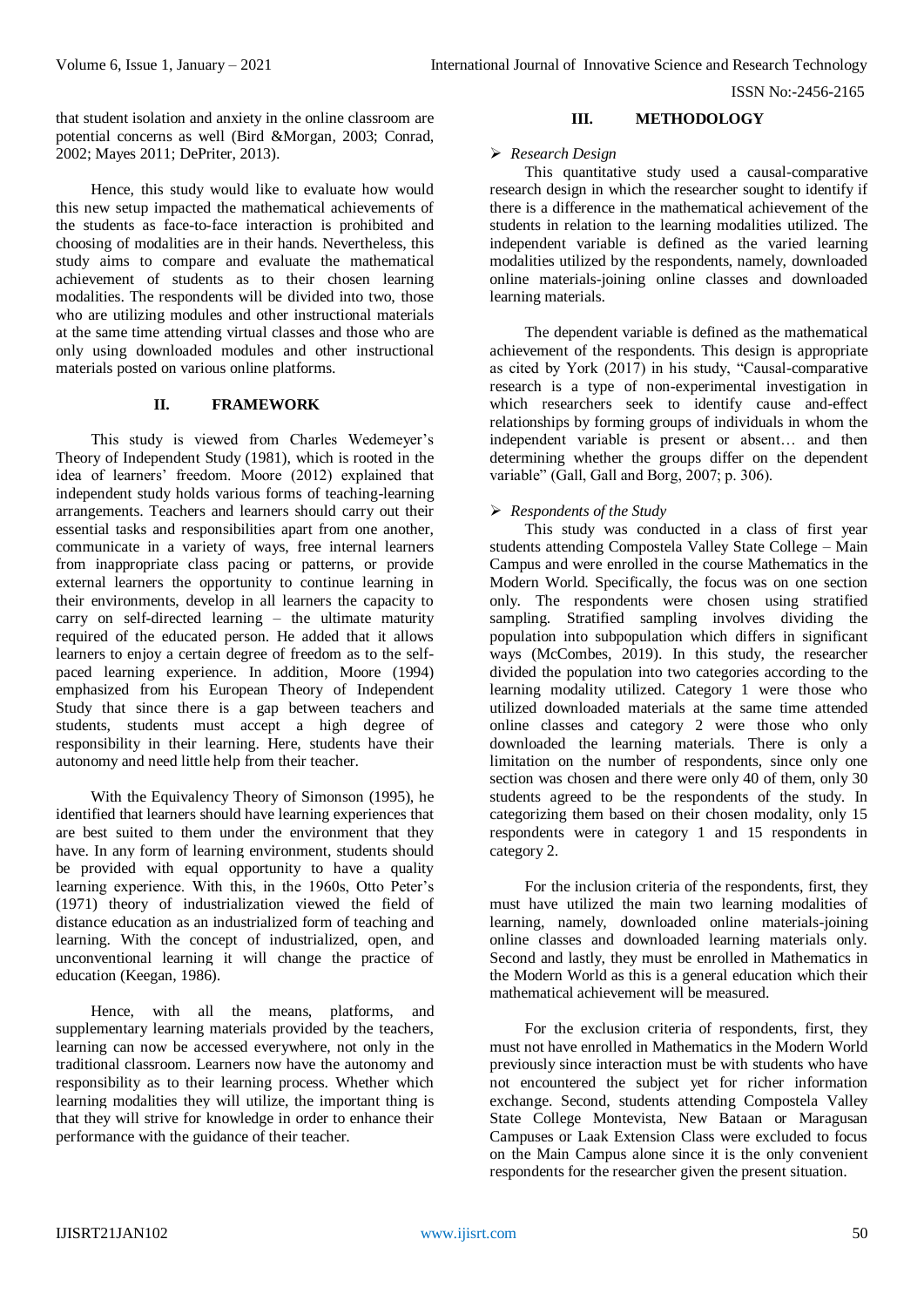that student isolation and anxiety in the online classroom are potential concerns as well (Bird &Morgan, 2003; Conrad, 2002; Mayes 2011; DePriter, 2013).

Hence, this study would like to evaluate how would this new setup impacted the mathematical achievements of the students as face-to-face interaction is prohibited and choosing of modalities are in their hands. Nevertheless, this study aims to compare and evaluate the mathematical achievement of students as to their chosen learning modalities. The respondents will be divided into two, those who are utilizing modules and other instructional materials at the same time attending virtual classes and those who are only using downloaded modules and other instructional materials posted on various online platforms.

## II. FRAMEWORK

This study is viewed from Charles Wedemeyer's Theory of Independent Study (1981), which is rooted in the idea of learners' freedom. Moore (2012) explained that independent study holds various forms of teaching-learning arrangements. Teachers and learners should carry out their essential tasks and responsibilities apart from one another, communicate in a variety of ways, free internal learners from inappropriate class pacing or patterns, or provide external learners the opportunity to continue learning in their environments, develop in all learners the capacity to carry on self-directed learning – the ultimate maturity required of the educated person. He added that it allows learners to enjoy a certain degree of freedom as to the self-paced learning experience. In addition, Moore (1994) emphasized from his European Theory of Independent Study that since there is a gap between teachers and students, students must accept a high degree of responsibility in their learning. Here, students have their autonomy and need little help from their teacher.

With the Equivalency Theory of Simonson (1995), he identified that learners should have learning experiences that are best suited to them under the environment that they have. In any form of learning environment, students should be provided with equal opportunity to have a quality learning experience. With this, in the 1960s, Otto Peter's (1971) theory of industrialization viewed the field of distance education as an industrialized form of teaching and learning. With the concept of industrialized, open, and unconventional learning it will change the practice of education (Keegan, 1986).

Hence, with all the means, platforms, and supplementary learning materials provided by the teachers, learning can now be accessed everywhere, not only in the traditional classroom. Learners now have the autonomy and responsibility as to their learning process. Whether which learning modalities they will utilize, the important thing is that they will strive for knowledge in order to enhance their performance with the guidance of their teacher.

## III. METHODOLOGY

### *Research Design*

This quantitative study used a causal-comparative research design in which the researcher sought to identify if there is a difference in the mathematical achievement of the students in relation to the learning modalities utilized. The independent variable is defined as the varied learning modalities utilized by the respondents, namely, downloaded online materials-joining online classes and downloaded learning materials.

The dependent variable is defined as the mathematical achievement of the respondents. This design is appropriate as cited by York (2017) in his study, "Causal-comparative research is a type of non-experimental investigation in which researchers seek to identify cause and-effect relationships by forming groups of individuals in whom the independent variable is present or absent… and then determining whether the groups differ on the dependent variable" (Gall, Gall and Borg, 2007; p. 306).

### *Respondents of the Study*

This study was conducted in a class of first year students attending Compostela Valley State College – Main Campus and were enrolled in the course Mathematics in the Modern World. Specifically, the focus was on one section only. The respondents were chosen using stratified sampling. Stratified sampling involves dividing the population into subpopulation which differs in significant ways (McCombes, 2019). In this study, the researcher divided the population into two categories according to the learning modality utilized. Category 1 were those who utilized downloaded materials at the same time attended online classes and category 2 were those who only downloaded the learning materials. There is only a limitation on the number of respondents, since only one section was chosen and there were only 40 of them, only 30 students agreed to be the respondents of the study. In categorizing them based on their chosen modality, only 15 respondents were in category 1 and 15 respondents in category 2.

For the inclusion criteria of the respondents, first, they must have utilized the main two learning modalities of learning, namely, downloaded online materials-joining online classes and downloaded learning materials only. Second and lastly, they must be enrolled in Mathematics in the Modern World as this is a general education which their mathematical achievement will be measured.

For the exclusion criteria of respondents, first, they must not have enrolled in Mathematics in the Modern World previously since interaction must be with students who have not encountered the subject yet for richer information exchange. Second, students attending Compostela Valley State College Montevista, New Bataan or Maragusan Campuses or Laak Extension Class were excluded to focus on the Main Campus alone since it is the only convenient respondents for the researcher given the present situation.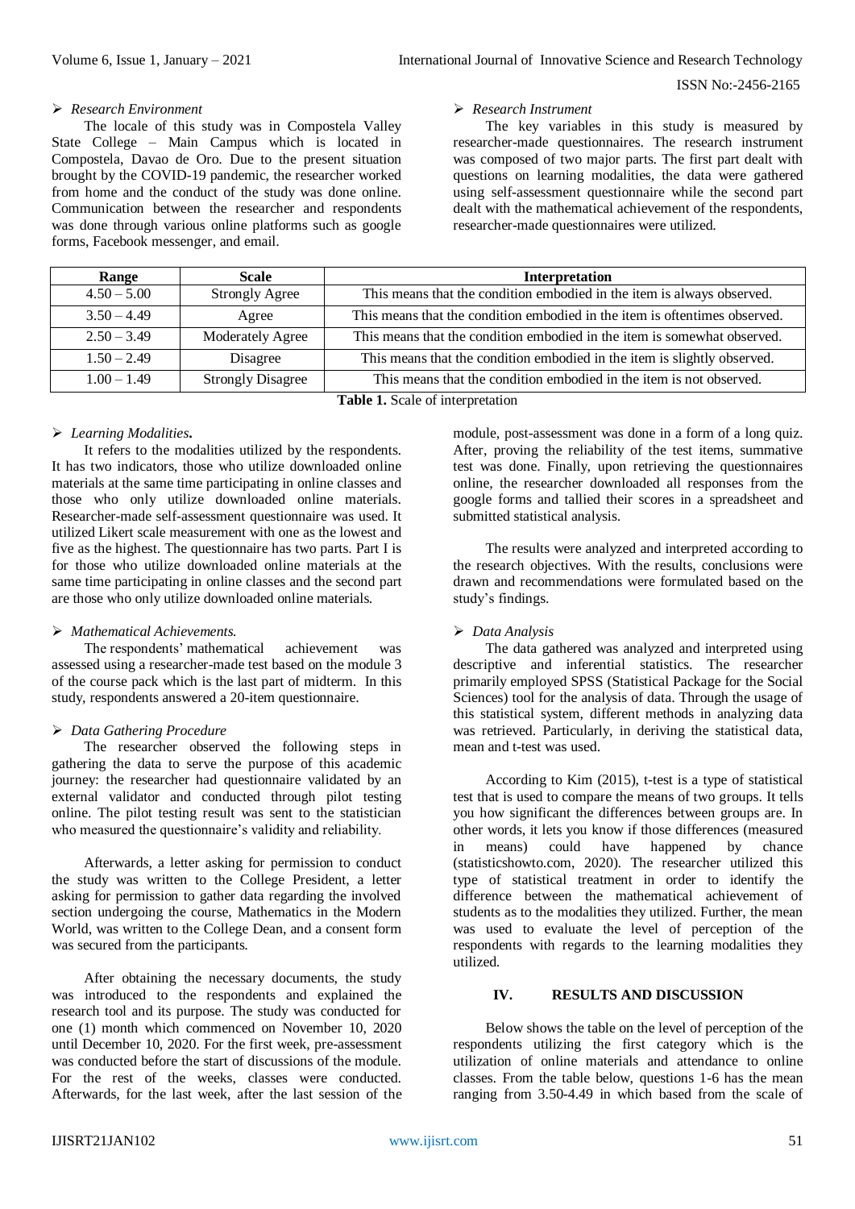- *Research Environment*

The locale of this study was in Compostela Valley State College – Main Campus which is located in Compostela, Davao de Oro. Due to the present situation brought by the COVID-19 pandemic, the researcher worked from home and the conduct of the study was done online. Communication between the researcher and respondents was done through various online platforms such as google forms, Facebook messenger, and email.

- *Research Instrument*

The key variables in this study is measured by researcher-made questionnaires. The research instrument was composed of two major parts. The first part dealt with questions on learning modalities, the data were gathered using self-assessment questionnaire while the second part dealt with the mathematical achievement of the respondents, researcher-made questionnaires were utilized.

| Range | Scale | Interpretation |
|---|---|---|
| 4.50 – 5.00 | Strongly Agree | This means that the condition embodied in the item is always observed. |
| 3.50 – 4.49 | Agree | This means that the condition embodied in the item is oftentimes observed. |
| 2.50 – 3.49 | Moderately Agree | This means that the condition embodied in the item is somewhat observed. |
| 1.50 – 2.49 | Disagree | This means that the condition embodied in the item is slightly observed. |
| 1.00 – 1.49 | Strongly Disagree | This means that the condition embodied in the item is not observed. |

**Table 1.** Scale of interpretation

- *Learning Modalities.*

It refers to the modalities utilized by the respondents. It has two indicators, those who utilize downloaded online materials at the same time participating in online classes and those who only utilize downloaded online materials. Researcher-made self-assessment questionnaire was used. It utilized Likert scale measurement with one as the lowest and five as the highest. The questionnaire has two parts. Part I is for those who utilize downloaded online materials at the same time participating in online classes and the second part are those who only utilize downloaded online materials.

- *Mathematical Achievements.*

The respondents' mathematical achievement was assessed using a researcher-made test based on the module 3 of the course pack which is the last part of midterm. In this study, respondents answered a 20-item questionnaire.

- *Data Gathering Procedure*

The researcher observed the following steps in gathering the data to serve the purpose of this academic journey: the researcher had questionnaire validated by an external validator and conducted through pilot testing online. The pilot testing result was sent to the statistician who measured the questionnaire's validity and reliability.

Afterwards, a letter asking for permission to conduct the study was written to the College President, a letter asking for permission to gather data regarding the involved section undergoing the course, Mathematics in the Modern World, was written to the College Dean, and a consent form was secured from the participants.

After obtaining the necessary documents, the study was introduced to the respondents and explained the research tool and its purpose. The study was conducted for one (1) month which commenced on November 10, 2020 until December 10, 2020. For the first week, pre-assessment was conducted before the start of discussions of the module. For the rest of the weeks, classes were conducted. Afterwards, for the last week, after the last session of the module, post-assessment was done in a form of a long quiz. After, proving the reliability of the test items, summative test was done. Finally, upon retrieving the questionnaires online, the researcher downloaded all responses from the google forms and tallied their scores in a spreadsheet and submitted statistical analysis.

The results were analyzed and interpreted according to the research objectives. With the results, conclusions were drawn and recommendations were formulated based on the study's findings.

- *Data Analysis*

The data gathered was analyzed and interpreted using descriptive and inferential statistics. The researcher primarily employed SPSS (Statistical Package for the Social Sciences) tool for the analysis of data. Through the usage of this statistical system, different methods in analyzing data was retrieved. Particularly, in deriving the statistical data, mean and t-test was used.

According to Kim (2015), t-test is a type of statistical test that is used to compare the means of two groups. It tells you how significant the differences between groups are. In other words, it lets you know if those differences (measured in means) could have happened by chance (statisticshowto.com, 2020). The researcher utilized this type of statistical treatment in order to identify the difference between the mathematical achievement of students as to the modalities they utilized. Further, the mean was used to evaluate the level of perception of the respondents with regards to the learning modalities they utilized.

## IV. RESULTS AND DISCUSSION

Below shows the table on the level of perception of the respondents utilizing the first category which is the utilization of online materials and attendance to online classes. From the table below, questions 1-6 has the mean ranging from 3.50-4.49 in which based from the scale of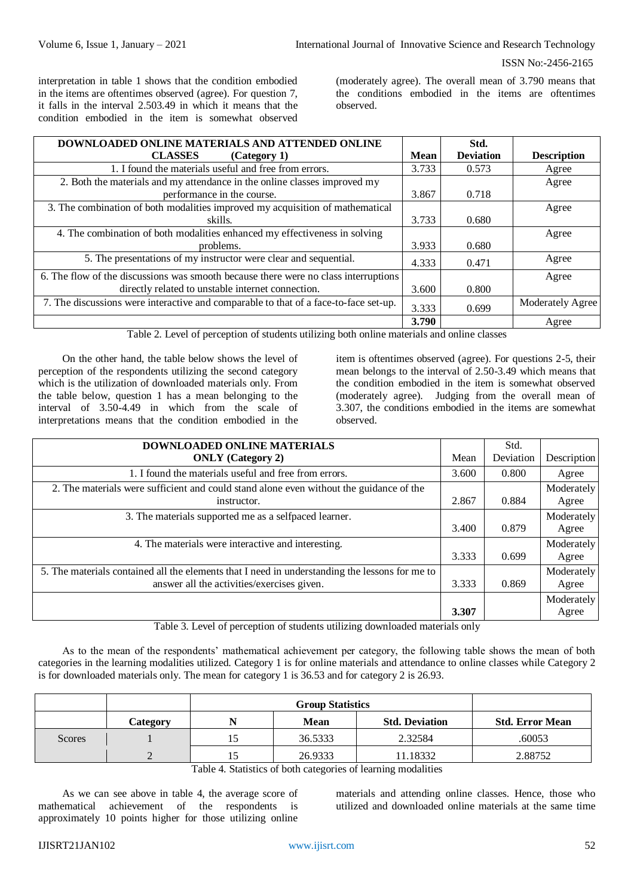interpretation in table 1 shows that the condition embodied in the items are oftentimes observed (agree). For question 7, it falls in the interval 2.503.49 in which it means that the condition embodied in the item is somewhat observed (moderately agree). The overall mean of 3.790 means that the conditions embodied in the items are oftentimes observed.

| DOWNLOADED ONLINE MATERIALS AND ATTENDED ONLINE CLASSES (Category 1) | Mean | Std. Deviation | Description |
|---|---|---|---|
| 1. I found the materials useful and free from errors. | 3.733 | 0.573 | Agree |
| 2. Both the materials and my attendance in the online classes improved my performance in the course. | 3.867 | 0.718 | Agree |
| 3. The combination of both modalities improved my acquisition of mathematical skills. | 3.733 | 0.680 | Agree |
| 4. The combination of both modalities enhanced my effectiveness in solving problems. | 3.933 | 0.680 | Agree |
| 5. The presentations of my instructor were clear and sequential. | 4.333 | 0.471 | Agree |
| 6. The flow of the discussions was smooth because there were no class interruptions directly related to unstable internet connection. | 3.600 | 0.800 | Agree |
| 7. The discussions were interactive and comparable to that of a face-to-face set-up. | 3.333 | 0.699 | Moderately Agree |
| | **3.790** | | Agree |

Table 2. Level of perception of students utilizing both online materials and online classes

On the other hand, the table below shows the level of perception of the respondents utilizing the second category which is the utilization of downloaded materials only. From the table below, question 1 has a mean belonging to the interval of 3.50-4.49 in which from the scale of interpretations means that the condition embodied in the item is oftentimes observed (agree). For questions 2-5, their mean belongs to the interval of 2.50-3.49 which means that the condition embodied in the item is somewhat observed (moderately agree). Judging from the overall mean of 3.307, the conditions embodied in the items are somewhat observed.

| DOWNLOADED ONLINE MATERIALS ONLY (Category 2) | Mean | Std. Deviation | Description |
|---|---|---|---|
| 1. I found the materials useful and free from errors. | 3.600 | 0.800 | Agree |
| 2. The materials were sufficient and could stand alone even without the guidance of the instructor. | 2.867 | 0.884 | Moderately Agree |
| 3. The materials supported me as a selfpaced learner. | 3.400 | 0.879 | Moderately Agree |
| 4. The materials were interactive and interesting. | 3.333 | 0.699 | Moderately Agree |
| 5. The materials contained all the elements that I need in understanding the lessons for me to answer all the activities/exercises given. | 3.333 | 0.869 | Moderately Agree |
| | **3.307** | | Moderately Agree |

Table 3. Level of perception of students utilizing downloaded materials only

As to the mean of the respondents' mathematical achievement per category, the following table shows the mean of both categories in the learning modalities utilized. Category 1 is for online materials and attendance to online classes while Category 2 is for downloaded materials only. The mean for category 1 is 36.53 and for category 2 is 26.93.

| | | Group Statistics | | | |
|---|---|---|---|---|---|
| | **Category** | **N** | **Mean** | **Std. Deviation** | **Std. Error Mean** |
| Scores | 1 | 15 | 36.5333 | 2.32584 | .60053 |
| | 2 | 15 | 26.9333 | 11.18332 | 2.88752 |

Table 4. Statistics of both categories of learning modalities

As we can see above in table 4, the average score of mathematical achievement of the respondents is approximately 10 points higher for those utilizing online materials and attending online classes. Hence, those who utilized and downloaded online materials at the same time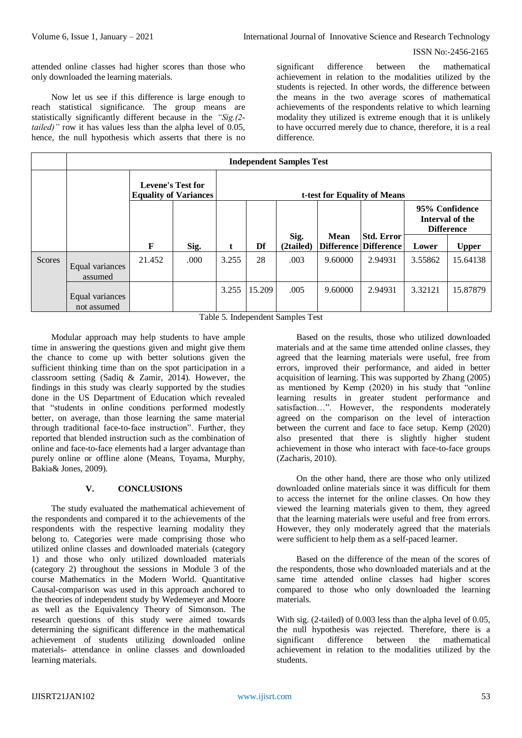attended online classes had higher scores than those who only downloaded the learning materials.

Now let us see if this difference is large enough to reach statistical significance. The group means are statistically significantly different because in the *"Sig.(2-tailed)"* row it has values less than the alpha level of 0.05, hence, the null hypothesis which asserts that there is no significant difference between the mathematical achievement in relation to the modalities utilized by the students is rejected. In other words, the difference between the means in the two average scores of mathematical achievements of the respondents relative to which learning modality they utilized is extreme enough that it is unlikely to have occurred merely due to chance, therefore, it is a real difference.

| | | Independent Samples Test | | | | | | | | |
|---|---|---|---|---|---|---|---|---|---|---|
| | | Levene's Test for Equality of Variances | | t-test for Equality of Means | | | | | | |
| | | | | | | | | | 95% Confidence Interval of the Difference | |
| | | F | Sig. | t | Df | Sig. (2tailed) | Mean Difference | Std. Error Difference | Lower | Upper |
| Scores | Equal variances assumed | 21.452 | .000 | 3.255 | 28 | .003 | 9.60000 | 2.94931 | 3.55862 | 15.64138 |
| | Equal variances not assumed | | | 3.255 | 15.209 | .005 | 9.60000 | 2.94931 | 3.32121 | 15.87879 |

Table 5. Independent Samples Test

Modular approach may help students to have ample time in answering the questions given and might give them the chance to come up with better solutions given the sufficient thinking time than on the spot participation in a classroom setting (Sadiq & Zamir, 2014). However, the findings in this study was clearly supported by the studies done in the US Department of Education which revealed that "students in online conditions performed modestly better, on average, than those learning the same material through traditional face-to-face instruction". Further, they reported that blended instruction such as the combination of online and face-to-face elements had a larger advantage than purely online or offline alone (Means, Toyama, Murphy, Bakia& Jones, 2009).

## V. CONCLUSIONS

The study evaluated the mathematical achievement of the respondents and compared it to the achievements of the respondents with the respective learning modality they belong to. Categories were made comprising those who utilized online classes and downloaded materials (category 1) and those who only utilized downloaded materials (category 2) throughout the sessions in Module 3 of the course Mathematics in the Modern World. Quantitative Causal-comparison was used in this approach anchored to the theories of independent study by Wedemeyer and Moore as well as the Equivalency Theory of Simonson. The research questions of this study were aimed towards determining the significant difference in the mathematical achievement of students utilizing downloaded online materials- attendance in online classes and downloaded learning materials.

Based on the results, those who utilized downloaded materials and at the same time attended online classes, they agreed that the learning materials were useful, free from errors, improved their performance, and aided in better acquisition of learning. This was supported by Zhang (2005) as mentioned by Kemp (2020) in his study that "online learning results in greater student performance and satisfaction…". However, the respondents moderately agreed on the comparison on the level of interaction between the current and face to face setup. Kemp (2020) also presented that there is slightly higher student achievement in those who interact with face-to-face groups (Zacharis, 2010).

On the other hand, there are those who only utilized downloaded online materials since it was difficult for them to access the internet for the online classes. On how they viewed the learning materials given to them, they agreed that the learning materials were useful and free from errors. However, they only moderately agreed that the materials were sufficient to help them as a self-paced learner.

Based on the difference of the mean of the scores of the respondents, those who downloaded materials and at the same time attended online classes had higher scores compared to those who only downloaded the learning materials.

With sig. (2-tailed) of 0.003 less than the alpha level of 0.05, the null hypothesis was rejected. Therefore, there is a significant difference between the mathematical achievement in relation to the modalities utilized by the students.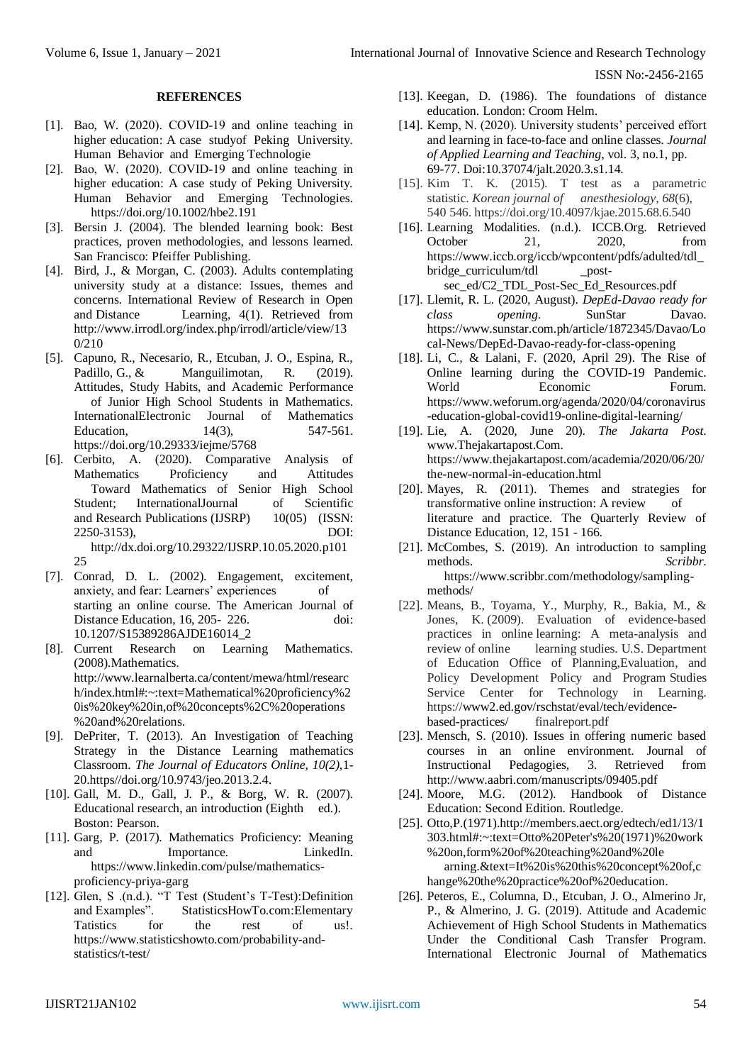# REFERENCES

[1]. Bao, W. (2020). COVID-19 and online teaching in higher education: A case studyof Peking University. Human Behavior and Emerging Technologie

[2]. Bao, W. (2020). COVID-19 and online teaching in higher education: A case study of Peking University. Human Behavior and Emerging Technologies. https://doi.org/10.1002/hbe2.191

[3]. Bersin J. (2004). The blended learning book: Best practices, proven methodologies, and lessons learned. San Francisco: Pfeiffer Publishing.

[4]. Bird, J., & Morgan, C. (2003). Adults contemplating university study at a distance: Issues, themes and concerns. International Review of Research in Open and Distance Learning, 4(1). Retrieved from http://www.irrodl.org/index.php/irrodl/article/view/130/210

[5]. Capuno, R., Necesario, R., Etcuban, J. O., Espina, R., Padillo, G., & Manguilimotan, R. (2019). Attitudes, Study Habits, and Academic Performance of Junior High School Students in Mathematics. InternationalElectronic Journal of Mathematics Education, 14(3), 547-561. https://doi.org/10.29333/iejme/5768

[6]. Cerbito, A. (2020). Comparative Analysis of Mathematics Proficiency and Attitudes Toward Mathematics of Senior High School Student; InternationalJournal of Scientific and Research Publications (IJSRP) 10(05) (ISSN: 2250-3153), DOI: http://dx.doi.org/10.29322/IJSRP.10.05.2020.p10125

[7]. Conrad, D. L. (2002). Engagement, excitement, anxiety, and fear: Learners' experiences of starting an online course. The American Journal of Distance Education, 16, 205- 226. doi: 10.1207/S15389286AJDE16014_2

[8]. Current Research on Learning Mathematics. (2008).Mathematics. http://www.learnalberta.ca/content/mewa/html/research/index.html#:~:text=Mathematical%20proficiency%20is%20key%20in,of%20concepts%2C%20operations%20and%20relations.

[9]. DePriter, T. (2013). An Investigation of Teaching Strategy in the Distance Learning mathematics Classroom. *The Journal of Educators Online, 10(2),*1-20.https//doi.org/10.9743/jeo.2013.2.4.

[10]. Gall, M. D., Gall, J. P., & Borg, W. R. (2007). Educational research, an introduction (Eighth ed.). Boston: Pearson.

[11]. Garg, P. (2017). Mathematics Proficiency: Meaning and Importance. LinkedIn. https://www.linkedin.com/pulse/mathematics-proficiency-priya-garg

[12]. Glen, S .(n.d.). "T Test (Student's T-Test):Definition and Examples". StatisticsHowTo.com:Elementary Tatistics for the rest of us!. https://www.statisticshowto.com/probability-and-statistics/t-test/

[13]. Keegan, D. (1986). The foundations of distance education. London: Croom Helm.

[14]. Kemp, N. (2020). University students' perceived effort and learning in face-to-face and online classes. *Journal of Applied Learning and Teaching*, vol. 3, no.1, pp. 69-77. Doi:10.37074/jalt.2020.3.s1.14.

[15]. Kim T. K. (2015). T test as a parametric statistic. *Korean journal of anesthesiology*, *68*(6), 540 546. https://doi.org/10.4097/kjae.2015.68.6.540

[16]. Learning Modalities. (n.d.). ICCB.Org. Retrieved October 21, 2020, from https://www.iccb.org/iccb/wpcontent/pdfs/adulted/tdl_bridge_curriculum/tdl _post-sec_ed/C2_TDL_Post-Sec_Ed_Resources.pdf

[17]. Llemit, R. L. (2020, August). *DepEd-Davao ready for class opening*. SunStar Davao. https://www.sunstar.com.ph/article/1872345/Davao/Local-News/DepEd-Davao-ready-for-class-opening

[18]. Li, C., & Lalani, F. (2020, April 29). The Rise of Online learning during the COVID-19 Pandemic. World Economic Forum. https://www.weforum.org/agenda/2020/04/coronavirus-education-global-covid19-online-digital-learning/

[19]. Lie, A. (2020, June 20). *The Jakarta Post*. www.Thejakartapost.Com. https://www.thejakartapost.com/academia/2020/06/20/the-new-normal-in-education.html

[20]. Mayes, R. (2011). Themes and strategies for transformative online instruction: A review of literature and practice. The Quarterly Review of Distance Education, 12, 151 - 166.

[21]. McCombes, S. (2019). An introduction to sampling methods. *Scribbr*. https://www.scribbr.com/methodology/sampling-methods/

[22]. Means, B., Toyama, Y., Murphy, R., Bakia, M., & Jones, K. (2009). Evaluation of evidence-based practices in online learning: A meta-analysis and review of online learning studies. U.S. Department of Education Office of Planning,Evaluation, and Policy Development Policy and Program Studies Service Center for Technology in Learning. https://www2.ed.gov/rschstat/eval/tech/evidence-based-practices/ finalreport.pdf

[23]. Mensch, S. (2010). Issues in offering numeric based courses in an online environment. Journal of Instructional Pedagogies, 3. Retrieved from http://www.aabri.com/manuscripts/09405.pdf

[24]. Moore, M.G. (2012). Handbook of Distance Education: Second Edition. Routledge.

[25]. Otto,P.(1971).http://members.aect.org/edtech/ed1/13/1303.html#:~:text=Otto%20Peter's%20(1971)%20work%20on,form%20of%20teaching%20and%20learning.&text=It%20is%20this%20concept%20of,change%20the%20practice%20of%20education.

[26]. Peteros, E., Columna, D., Etcuban, J. O., Almerino Jr, P., & Almerino, J. G. (2019). Attitude and Academic Achievement of High School Students in Mathematics Under the Conditional Cash Transfer Program. International Electronic Journal of Mathematics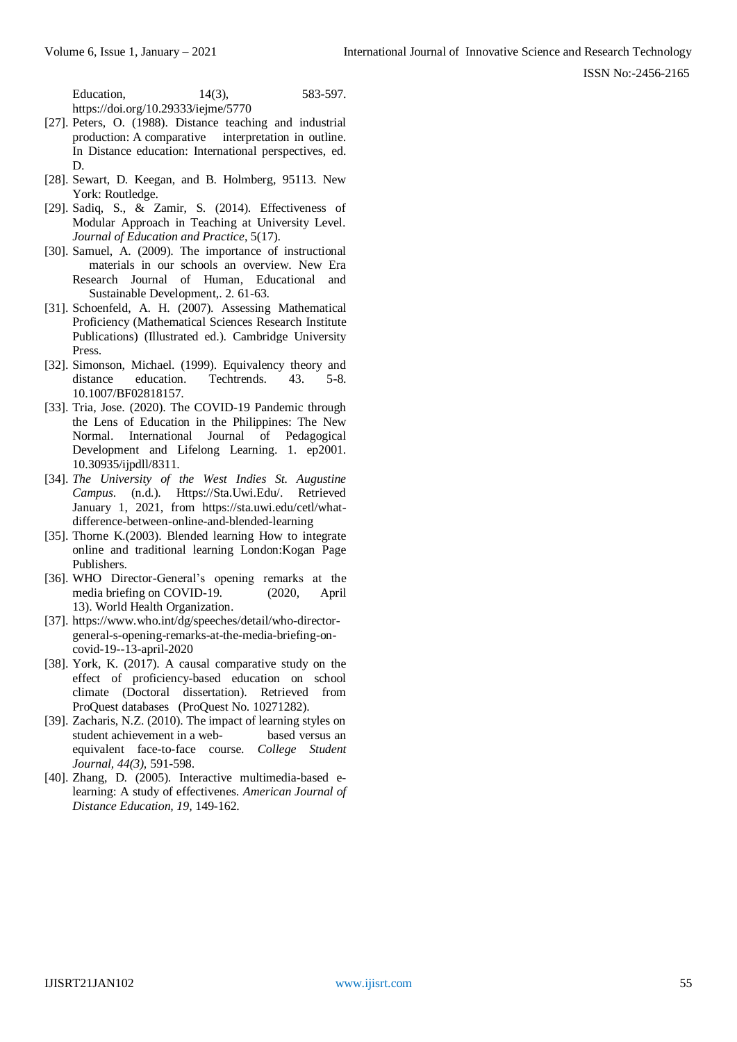Education, 14(3), 583-597. https://doi.org/10.29333/iejme/5770

[27]. Peters, O. (1988). Distance teaching and industrial production: A comparative interpretation in outline. In Distance education: International perspectives, ed. D.

[28]. Sewart, D. Keegan, and B. Holmberg, 95113. New York: Routledge.

[29]. Sadiq, S., & Zamir, S. (2014). Effectiveness of Modular Approach in Teaching at University Level. *Journal of Education and Practice*, 5(17).

[30]. Samuel, A. (2009). The importance of instructional materials in our schools an overview. New Era Research Journal of Human, Educational and Sustainable Development,. 2. 61-63.

[31]. Schoenfeld, A. H. (2007). Assessing Mathematical Proficiency (Mathematical Sciences Research Institute Publications) (Illustrated ed.). Cambridge University Press.

[32]. Simonson, Michael. (1999). Equivalency theory and distance education. Techtrends. 43. 5-8. 10.1007/BF02818157.

[33]. Tria, Jose. (2020). The COVID-19 Pandemic through the Lens of Education in the Philippines: The New Normal. International Journal of Pedagogical Development and Lifelong Learning. 1. ep2001. 10.30935/ijpdll/8311.

[34]. *The University of the West Indies St. Augustine Campus*. (n.d.). Https://Sta.Uwi.Edu/. Retrieved January 1, 2021, from https://sta.uwi.edu/cetl/what-difference-between-online-and-blended-learning

[35]. Thorne K.(2003). Blended learning How to integrate online and traditional learning London:Kogan Page Publishers.

[36]. WHO Director-General's opening remarks at the media briefing on COVID-19. (2020, April 13). World Health Organization.

[37]. https://www.who.int/dg/speeches/detail/who-director-general-s-opening-remarks-at-the-media-briefing-on-covid-19--13-april-2020

[38]. York, K. (2017). A causal comparative study on the effect of proficiency-based education on school climate (Doctoral dissertation). Retrieved from ProQuest databases (ProQuest No. 10271282).

[39]. Zacharis, N.Z. (2010). The impact of learning styles on student achievement in a web- based versus an equivalent face-to-face course. *College Student Journal, 44(3),* 591-598.

[40]. Zhang, D. (2005). Interactive multimedia-based e-learning: A study of effectivenes. *American Journal of Distance Education, 19,* 149-162.